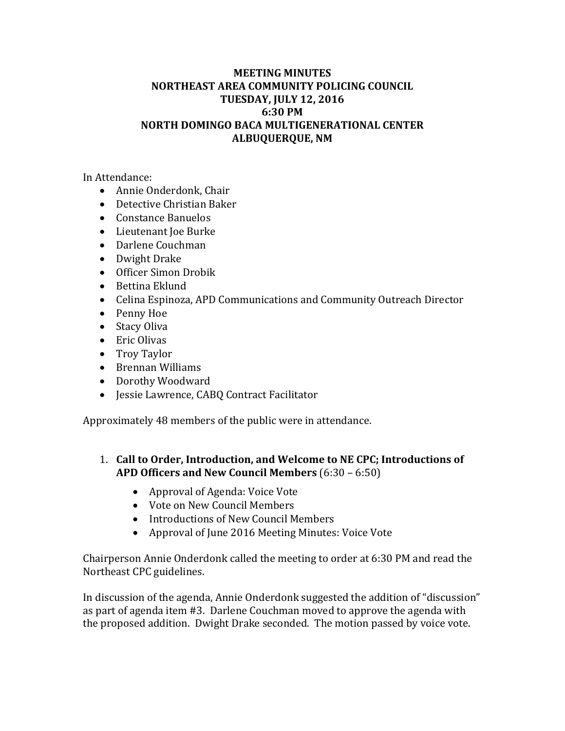# MEETING MINUTES
# NORTHEAST AREA COMMUNITY POLICING COUNCIL
## TUESDAY, JULY 12, 2016
## 6:30 PM
## NORTH DOMINGO BACA MULTIGENERATIONAL CENTER
## ALBUQUERQUE, NM

In Attendance:

- Annie Onderdonk, Chair
- Detective Christian Baker
- Constance Banuelos
- Lieutenant Joe Burke
- Darlene Couchman
- Dwight Drake
- Officer Simon Drobik
- Bettina Eklund
- Celina Espinoza, APD Communications and Community Outreach Director
- Penny Hoe
- Stacy Oliva
- Eric Olivas
- Troy Taylor
- Brennan Williams
- Dorothy Woodward
- Jessie Lawrence, CABQ Contract Facilitator

Approximately 48 members of the public were in attendance.

1. **Call to Order, Introduction, and Welcome to NE CPC; Introductions of APD Officers and New Council Members** (6:30 – 6:50)
   - Approval of Agenda: Voice Vote
   - Vote on New Council Members
   - Introductions of New Council Members
   - Approval of June 2016 Meeting Minutes: Voice Vote

Chairperson Annie Onderdonk called the meeting to order at 6:30 PM and read the Northeast CPC guidelines.

In discussion of the agenda, Annie Onderdonk suggested the addition of "discussion" as part of agenda item #3. Darlene Couchman moved to approve the agenda with the proposed addition. Dwight Drake seconded. The motion passed by voice vote.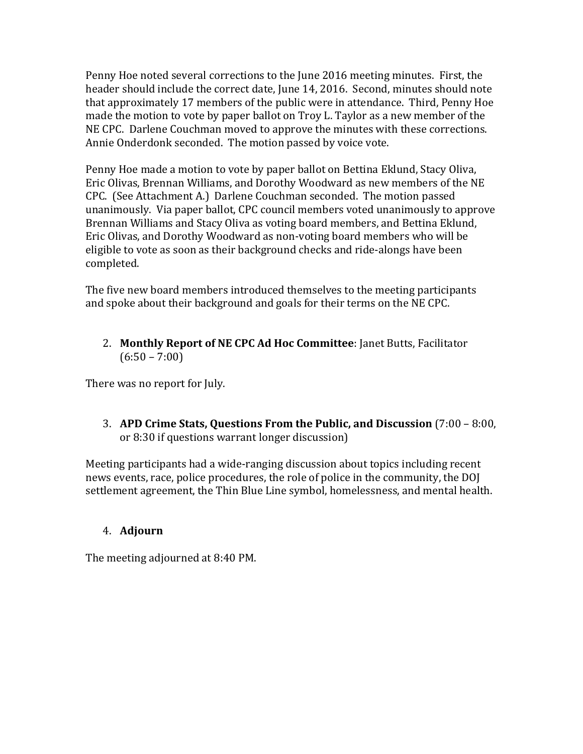Penny Hoe noted several corrections to the June 2016 meeting minutes. First, the header should include the correct date, June 14, 2016. Second, minutes should note that approximately 17 members of the public were in attendance. Third, Penny Hoe made the motion to vote by paper ballot on Troy L. Taylor as a new member of the NE CPC. Darlene Couchman moved to approve the minutes with these corrections. Annie Onderdonk seconded. The motion passed by voice vote.

Penny Hoe made a motion to vote by paper ballot on Bettina Eklund, Stacy Oliva, Eric Olivas, Brennan Williams, and Dorothy Woodward as new members of the NE CPC. (See Attachment A.) Darlene Couchman seconded. The motion passed unanimously. Via paper ballot, CPC council members voted unanimously to approve Brennan Williams and Stacy Oliva as voting board members, and Bettina Eklund, Eric Olivas, and Dorothy Woodward as non-voting board members who will be eligible to vote as soon as their background checks and ride-alongs have been completed.

The five new board members introduced themselves to the meeting participants and spoke about their background and goals for their terms on the NE CPC.

2. **Monthly Report of NE CPC Ad Hoc Committee**: Janet Butts, Facilitator (6:50 – 7:00)

There was no report for July.

3. **APD Crime Stats, Questions From the Public, and Discussion** (7:00 – 8:00, or 8:30 if questions warrant longer discussion)

Meeting participants had a wide-ranging discussion about topics including recent news events, race, police procedures, the role of police in the community, the DOJ settlement agreement, the Thin Blue Line symbol, homelessness, and mental health.

4. **Adjourn**

The meeting adjourned at 8:40 PM.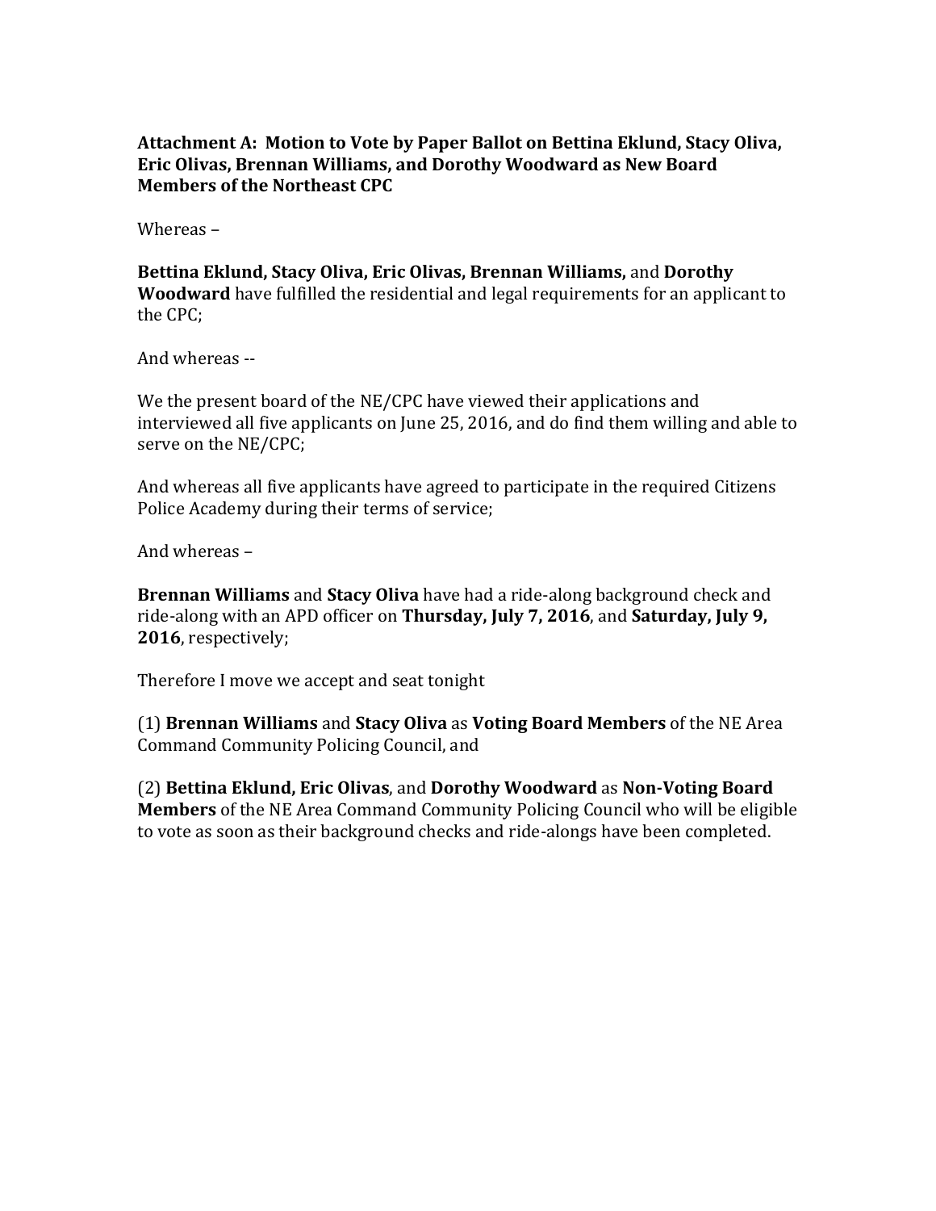**Attachment A: Motion to Vote by Paper Ballot on Bettina Eklund, Stacy Oliva, Eric Olivas, Brennan Williams, and Dorothy Woodward as New Board Members of the Northeast CPC**

Whereas –

**Bettina Eklund, Stacy Oliva, Eric Olivas, Brennan Williams,** and **Dorothy Woodward** have fulfilled the residential and legal requirements for an applicant to the CPC;

And whereas --

We the present board of the NE/CPC have viewed their applications and interviewed all five applicants on June 25, 2016, and do find them willing and able to serve on the NE/CPC;

And whereas all five applicants have agreed to participate in the required Citizens Police Academy during their terms of service;

And whereas –

**Brennan Williams** and **Stacy Oliva** have had a ride-along background check and ride-along with an APD officer on **Thursday, July 7, 2016**, and **Saturday, July 9, 2016**, respectively;

Therefore I move we accept and seat tonight

(1) **Brennan Williams** and **Stacy Oliva** as **Voting Board Members** of the NE Area Command Community Policing Council, and

(2) **Bettina Eklund, Eric Olivas**, and **Dorothy Woodward** as **Non-Voting Board Members** of the NE Area Command Community Policing Council who will be eligible to vote as soon as their background checks and ride-alongs have been completed.